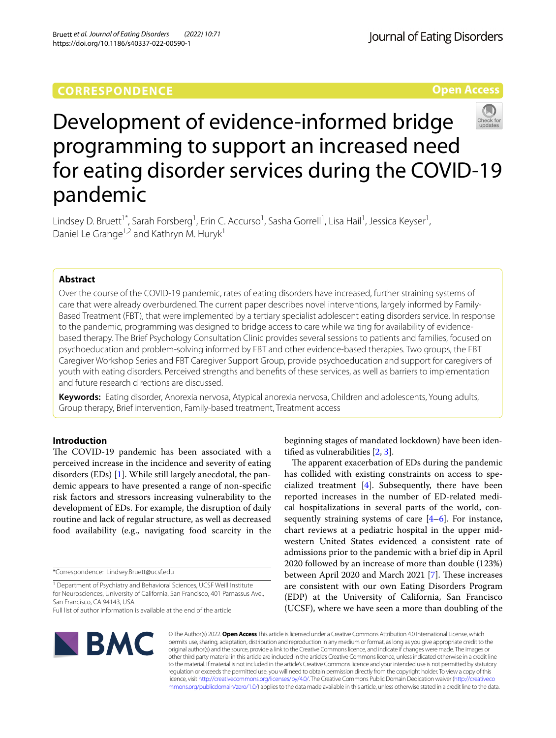CORRESPONDENCE

Open Access

# Development of evidence-informed bridge programming to support an increased need for eating disorder services during the COVID-19 pandemic

Lindsey D. Bruett[1*], Sarah Forsberg[1], Erin C. Accurso[1], Sasha Gorrell[1], Lisa Hail[1], Jessica Keyser[1], Daniel Le Grange[1,2] and Kathryn M. Huryk[1]

## Abstract

Over the course of the COVID-19 pandemic, rates of eating disorders have increased, further straining systems of care that were already overburdened. The current paper describes novel interventions, largely informed by Family-Based Treatment (FBT), that were implemented by a tertiary specialist adolescent eating disorders service. In response to the pandemic, programming was designed to bridge access to care while waiting for availability of evidence-based therapy. The Brief Psychology Consultation Clinic provides several sessions to patients and families, focused on psychoeducation and problem-solving informed by FBT and other evidence-based therapies. Two groups, the FBT Caregiver Workshop Series and FBT Caregiver Support Group, provide psychoeducation and support for caregivers of youth with eating disorders. Perceived strengths and benefits of these services, as well as barriers to implementation and future research directions are discussed.

**Keywords:** Eating disorder, Anorexia nervosa, Atypical anorexia nervosa, Children and adolescents, Young adults, Group therapy, Brief intervention, Family-based treatment, Treatment access

## Introduction

The COVID-19 pandemic has been associated with a perceived increase in the incidence and severity of eating disorders (EDs) [1]. While still largely anecdotal, the pandemic appears to have presented a range of non-specific risk factors and stressors increasing vulnerability to the development of EDs. For example, the disruption of daily routine and lack of regular structure, as well as decreased food availability (e.g., navigating food scarcity in the beginning stages of mandated lockdown) have been identified as vulnerabilities [2, 3].

The apparent exacerbation of EDs during the pandemic has collided with existing constraints on access to specialized treatment [4]. Subsequently, there have been reported increases in the number of ED-related medical hospitalizations in several parts of the world, consequently straining systems of care [4–6]. For instance, chart reviews at a pediatric hospital in the upper midwestern United States evidenced a consistent rate of admissions prior to the pandemic with a brief dip in April 2020 followed by an increase of more than double (123%) between April 2020 and March 2021 [7]. These increases are consistent with our own Eating Disorders Program (EDP) at the University of California, San Francisco (UCSF), where we have seen a more than doubling of the

*Correspondence: Lindsey.Bruett@ucsf.edu

[1] Department of Psychiatry and Behavioral Sciences, UCSF Weill Institute for Neurosciences, University of California, San Francisco, 401 Parnassus Ave., San Francisco, CA 94143, USA

Full list of author information is available at the end of the article

© The Author(s) 2022. **Open Access** This article is licensed under a Creative Commons Attribution 4.0 International License, which permits use, sharing, adaptation, distribution and reproduction in any medium or format, as long as you give appropriate credit to the original author(s) and the source, provide a link to the Creative Commons licence, and indicate if changes were made. The images or other third party material in this article are included in the article's Creative Commons licence, unless indicated otherwise in a credit line to the material. If material is not included in the article's Creative Commons licence and your intended use is not permitted by statutory regulation or exceeds the permitted use, you will need to obtain permission directly from the copyright holder. To view a copy of this licence, visit http://creativecommons.org/licenses/by/4.0/. The Creative Commons Public Domain Dedication waiver (http://creativecommons.org/publicdomain/zero/1.0/) applies to the data made available in this article, unless otherwise stated in a credit line to the data.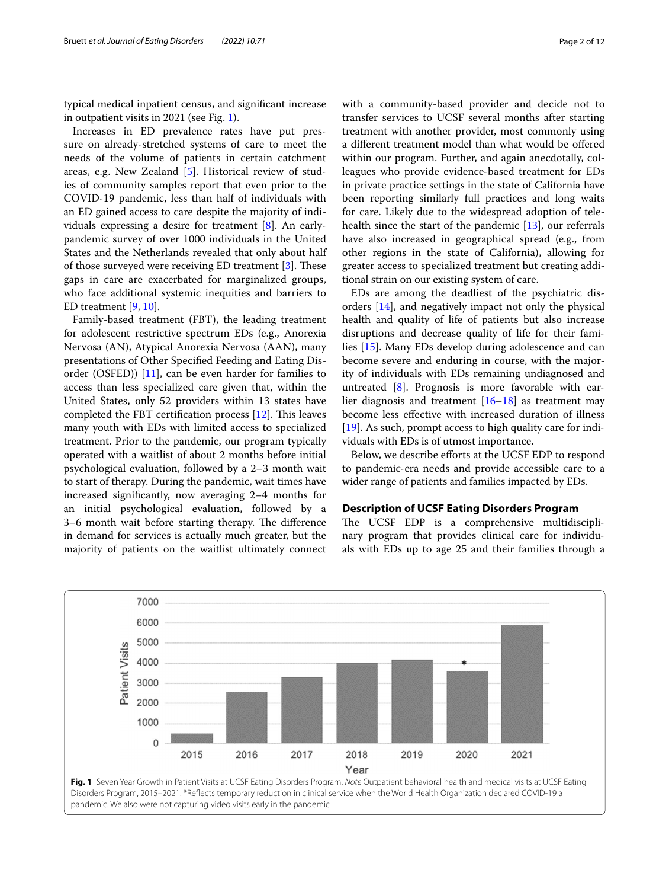typical medical inpatient census, and significant increase in outpatient visits in 2021 (see Fig. 1).

Increases in ED prevalence rates have put pressure on already-stretched systems of care to meet the needs of the volume of patients in certain catchment areas, e.g. New Zealand [5]. Historical review of studies of community samples report that even prior to the COVID-19 pandemic, less than half of individuals with an ED gained access to care despite the majority of individuals expressing a desire for treatment [8]. An early-pandemic survey of over 1000 individuals in the United States and the Netherlands revealed that only about half of those surveyed were receiving ED treatment [3]. These gaps in care are exacerbated for marginalized groups, who face additional systemic inequities and barriers to ED treatment [9, 10].

Family-based treatment (FBT), the leading treatment for adolescent restrictive spectrum EDs (e.g., Anorexia Nervosa (AN), Atypical Anorexia Nervosa (AAN), many presentations of Other Specified Feeding and Eating Disorder (OSFED)) [11], can be even harder for families to access than less specialized care given that, within the United States, only 52 providers within 13 states have completed the FBT certification process [12]. This leaves many youth with EDs with limited access to specialized treatment. Prior to the pandemic, our program typically operated with a waitlist of about 2 months before initial psychological evaluation, followed by a 2–3 month wait to start of therapy. During the pandemic, wait times have increased significantly, now averaging 2–4 months for an initial psychological evaluation, followed by a 3–6 month wait before starting therapy. The difference in demand for services is actually much greater, but the majority of patients on the waitlist ultimately connect with a community-based provider and decide not to transfer services to UCSF several months after starting treatment with another provider, most commonly using a different treatment model than what would be offered within our program. Further, and again anecdotally, colleagues who provide evidence-based treatment for EDs in private practice settings in the state of California have been reporting similarly full practices and long waits for care. Likely due to the widespread adoption of telehealth since the start of the pandemic [13], our referrals have also increased in geographical spread (e.g., from other regions in the state of California), allowing for greater access to specialized treatment but creating additional strain on our existing system of care.

EDs are among the deadliest of the psychiatric disorders [14], and negatively impact not only the physical health and quality of life of patients but also increase disruptions and decrease quality of life for their families [15]. Many EDs develop during adolescence and can become severe and enduring in course, with the majority of individuals with EDs remaining undiagnosed and untreated [8]. Prognosis is more favorable with earlier diagnosis and treatment [16–18] as treatment may become less effective with increased duration of illness [19]. As such, prompt access to high quality care for individuals with EDs is of utmost importance.

Below, we describe efforts at the UCSF EDP to respond to pandemic-era needs and provide accessible care to a wider range of patients and families impacted by EDs.

## Description of UCSF Eating Disorders Program

The UCSF EDP is a comprehensive multidisciplinary program that provides clinical care for individuals with EDs up to age 25 and their families through a

**Fig. 1** Seven Year Growth in Patient Visits at UCSF Eating Disorders Program. *Note* Outpatient behavioral health and medical visits at UCSF Eating Disorders Program, 2015–2021. *Reflects temporary reduction in clinical service when the World Health Organization declared COVID-19 a pandemic. We also were not capturing video visits early in the pandemic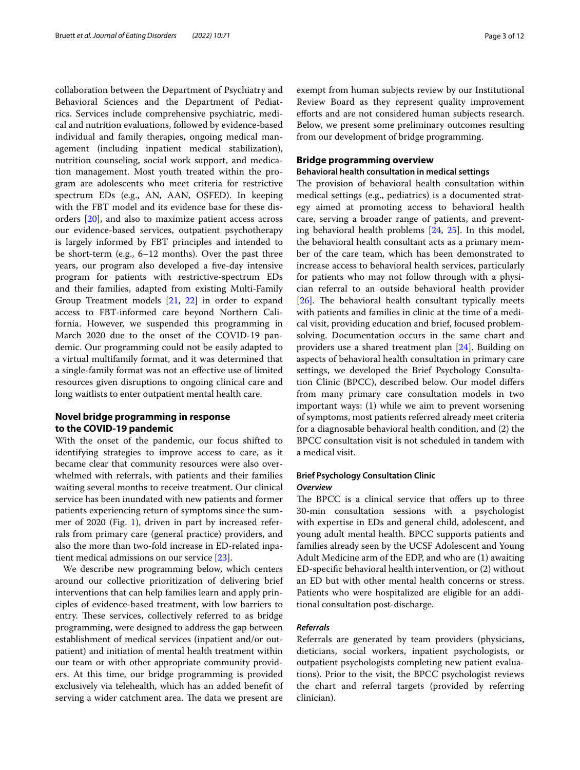collaboration between the Department of Psychiatry and Behavioral Sciences and the Department of Pediatrics. Services include comprehensive psychiatric, medical and nutrition evaluations, followed by evidence-based individual and family therapies, ongoing medical management (including inpatient medical stabilization), nutrition counseling, social work support, and medication management. Most youth treated within the program are adolescents who meet criteria for restrictive spectrum EDs (e.g., AN, AAN, OSFED). In keeping with the FBT model and its evidence base for these disorders [20], and also to maximize patient access across our evidence-based services, outpatient psychotherapy is largely informed by FBT principles and intended to be short-term (e.g., 6–12 months). Over the past three years, our program also developed a five-day intensive program for patients with restrictive-spectrum EDs and their families, adapted from existing Multi-Family Group Treatment models [21, 22] in order to expand access to FBT-informed care beyond Northern California. However, we suspended this programming in March 2020 due to the onset of the COVID-19 pandemic. Our programming could not be easily adapted to a virtual multifamily format, and it was determined that a single-family format was not an effective use of limited resources given disruptions to ongoing clinical care and long waitlists to enter outpatient mental health care.

## Novel bridge programming in response to the COVID-19 pandemic

With the onset of the pandemic, our focus shifted to identifying strategies to improve access to care, as it became clear that community resources were also overwhelmed with referrals, with patients and their families waiting several months to receive treatment. Our clinical service has been inundated with new patients and former patients experiencing return of symptoms since the summer of 2020 (Fig. 1), driven in part by increased referrals from primary care (general practice) providers, and also the more than two-fold increase in ED-related inpatient medical admissions on our service [23].

We describe new programming below, which centers around our collective prioritization of delivering brief interventions that can help families learn and apply principles of evidence-based treatment, with low barriers to entry. These services, collectively referred to as bridge programming, were designed to address the gap between establishment of medical services (inpatient and/or outpatient) and initiation of mental health treatment within our team or with other appropriate community providers. At this time, our bridge programming is provided exclusively via telehealth, which has an added benefit of serving a wider catchment area. The data we present are exempt from human subjects review by our Institutional Review Board as they represent quality improvement efforts and are not considered human subjects research. Below, we present some preliminary outcomes resulting from our development of bridge programming.

## Bridge programming overview

### Behavioral health consultation in medical settings

The provision of behavioral health consultation within medical settings (e.g., pediatrics) is a documented strategy aimed at promoting access to behavioral health care, serving a broader range of patients, and preventing behavioral health problems [24, 25]. In this model, the behavioral health consultant acts as a primary member of the care team, which has been demonstrated to increase access to behavioral health services, particularly for patients who may not follow through with a physician referral to an outside behavioral health provider [26]. The behavioral health consultant typically meets with patients and families in clinic at the time of a medical visit, providing education and brief, focused problem-solving. Documentation occurs in the same chart and providers use a shared treatment plan [24]. Building on aspects of behavioral health consultation in primary care settings, we developed the Brief Psychology Consultation Clinic (BPCC), described below. Our model differs from many primary care consultation models in two important ways: (1) while we aim to prevent worsening of symptoms, most patients referred already meet criteria for a diagnosable behavioral health condition, and (2) the BPCC consultation visit is not scheduled in tandem with a medical visit.

### Brief Psychology Consultation Clinic

#### *Overview*

The BPCC is a clinical service that offers up to three 30-min consultation sessions with a psychologist with expertise in EDs and general child, adolescent, and young adult mental health. BPCC supports patients and families already seen by the UCSF Adolescent and Young Adult Medicine arm of the EDP, and who are (1) awaiting ED-specific behavioral health intervention, or (2) without an ED but with other mental health concerns or stress. Patients who were hospitalized are eligible for an additional consultation post-discharge.

#### *Referrals*

Referrals are generated by team providers (physicians, dieticians, social workers, inpatient psychologists, or outpatient psychologists completing new patient evaluations). Prior to the visit, the BPCC psychologist reviews the chart and referral targets (provided by referring clinician).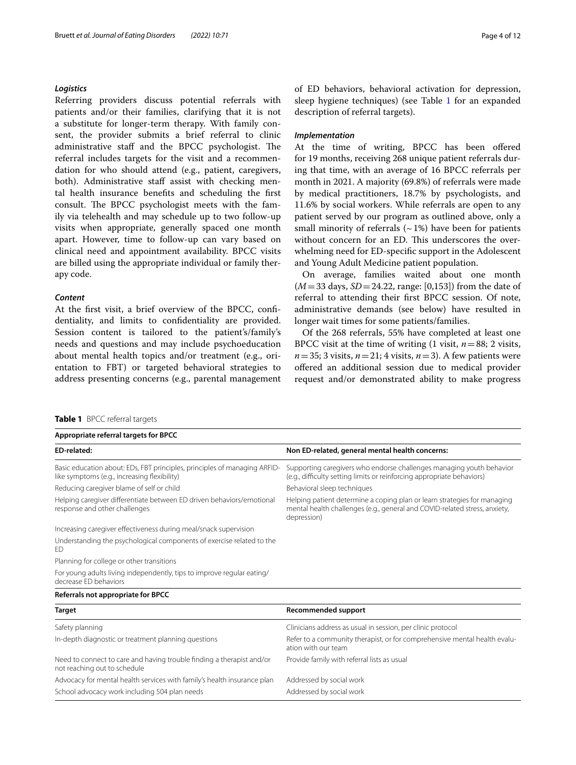### *Logistics*

Referring providers discuss potential referrals with patients and/or their families, clarifying that it is not a substitute for longer-term therapy. With family consent, the provider submits a brief referral to clinic administrative staff and the BPCC psychologist. The referral includes targets for the visit and a recommendation for who should attend (e.g., patient, caregivers, both). Administrative staff assist with checking mental health insurance benefits and scheduling the first consult. The BPCC psychologist meets with the family via telehealth and may schedule up to two follow-up visits when appropriate, generally spaced one month apart. However, time to follow-up can vary based on clinical need and appointment availability. BPCC visits are billed using the appropriate individual or family therapy code.

### *Content*

At the first visit, a brief overview of the BPCC, confidentiality, and limits to confidentiality are provided. Session content is tailored to the patient's/family's needs and questions and may include psychoeducation about mental health topics and/or treatment (e.g., orientation to FBT) or targeted behavioral strategies to address presenting concerns (e.g., parental management of ED behaviors, behavioral activation for depression, sleep hygiene techniques) (see Table 1 for an expanded description of referral targets).

### *Implementation*

At the time of writing, BPCC has been offered for 19 months, receiving 268 unique patient referrals during that time, with an average of 16 BPCC referrals per month in 2021. A majority (69.8%) of referrals were made by medical practitioners, 18.7% by psychologists, and 11.6% by social workers. While referrals are open to any patient served by our program as outlined above, only a small minority of referrals (~1%) have been for patients without concern for an ED. This underscores the overwhelming need for ED-specific support in the Adolescent and Young Adult Medicine patient population.

On average, families waited about one month ($M = 33$ days, $SD = 24.22$, range: [0,153]) from the date of referral to attending their first BPCC session. Of note, administrative demands (see below) have resulted in longer wait times for some patients/families.

Of the 268 referrals, 55% have completed at least one BPCC visit at the time of writing (1 visit, $n = 88$; 2 visits, $n = 35$; 3 visits, $n = 21$; 4 visits, $n = 3$). A few patients were offered an additional session due to medical provider request and/or demonstrated ability to make progress

**Table 1** BPCC referral targets

| **Appropriate referral targets for BPCC** | |
|---|---|
| **ED-related:** | **Non ED-related, general mental health concerns:** |
| Basic education about: EDs, FBT principles, principles of managing ARFID-like symptoms (e.g., increasing flexibility) | Supporting caregivers who endorse challenges managing youth behavior (e.g., difficulty setting limits or reinforcing appropriate behaviors) |
| Reducing caregiver blame of self or child | Behavioral sleep techniques |
| Helping caregiver differentiate between ED driven behaviors/emotional response and other challenges | Helping patient determine a coping plan or learn strategies for managing mental health challenges (e.g., general and COVID-related stress, anxiety, depression) |
| Increasing caregiver effectiveness during meal/snack supervision | |
| Understanding the psychological components of exercise related to the ED | |
| Planning for college or other transitions | |
| For young adults living independently, tips to improve regular eating/decrease ED behaviors | |
| **Referrals not appropriate for BPCC** | |
| **Target** | **Recommended support** |
| Safety planning | Clinicians address as usual in session, per clinic protocol |
| In-depth diagnostic or treatment planning questions | Refer to a community therapist, or for comprehensive mental health evaluation with our team |
| Need to connect to care and having trouble finding a therapist and/or not reaching out to schedule | Provide family with referral lists as usual |
| Advocacy for mental health services with family's health insurance plan | Addressed by social work |
| School advocacy work including 504 plan needs | Addressed by social work |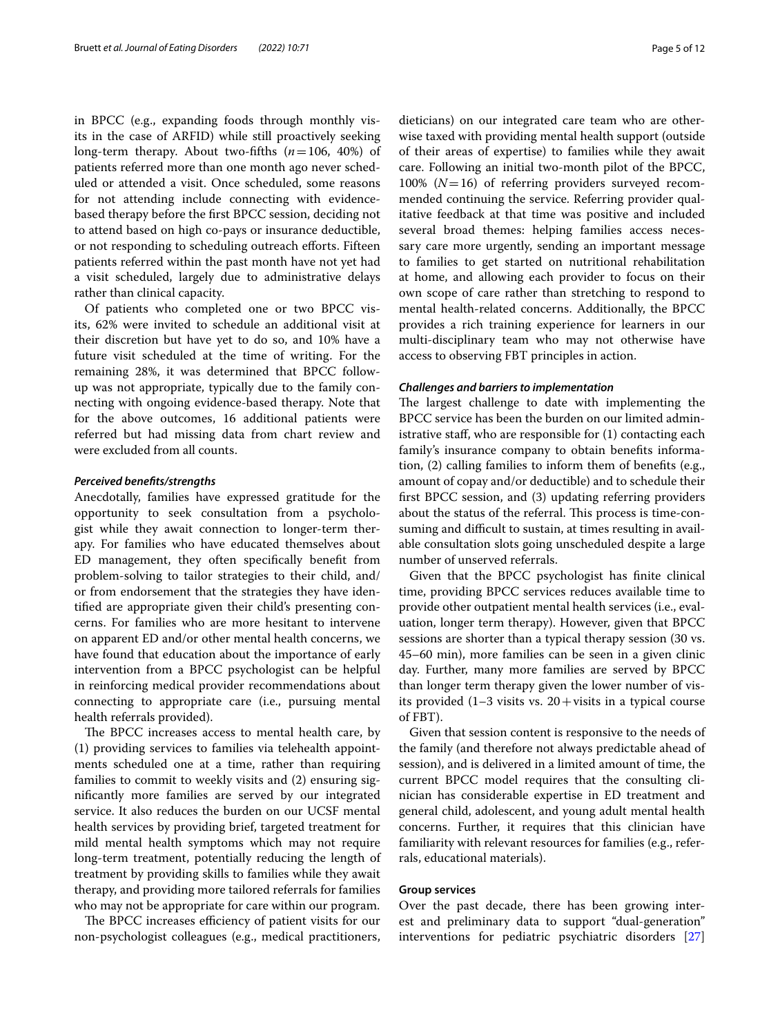in BPCC (e.g., expanding foods through monthly visits in the case of ARFID) while still proactively seeking long-term therapy. About two-fifths ($n=106$, 40%) of patients referred more than one month ago never scheduled or attended a visit. Once scheduled, some reasons for not attending include connecting with evidence-based therapy before the first BPCC session, deciding not to attend based on high co-pays or insurance deductible, or not responding to scheduling outreach efforts. Fifteen patients referred within the past month have not yet had a visit scheduled, largely due to administrative delays rather than clinical capacity.

Of patients who completed one or two BPCC visits, 62% were invited to schedule an additional visit at their discretion but have yet to do so, and 10% have a future visit scheduled at the time of writing. For the remaining 28%, it was determined that BPCC follow-up was not appropriate, typically due to the family connecting with ongoing evidence-based therapy. Note that for the above outcomes, 16 additional patients were referred but had missing data from chart review and were excluded from all counts.

#### *Perceived benefits/strengths*

Anecdotally, families have expressed gratitude for the opportunity to seek consultation from a psychologist while they await connection to longer-term therapy. For families who have educated themselves about ED management, they often specifically benefit from problem-solving to tailor strategies to their child, and/or from endorsement that the strategies they have identified are appropriate given their child's presenting concerns. For families who are more hesitant to intervene on apparent ED and/or other mental health concerns, we have found that education about the importance of early intervention from a BPCC psychologist can be helpful in reinforcing medical provider recommendations about connecting to appropriate care (i.e., pursuing mental health referrals provided).

The BPCC increases access to mental health care, by (1) providing services to families via telehealth appointments scheduled one at a time, rather than requiring families to commit to weekly visits and (2) ensuring significantly more families are served by our integrated service. It also reduces the burden on our UCSF mental health services by providing brief, targeted treatment for mild mental health symptoms which may not require long-term treatment, potentially reducing the length of treatment by providing skills to families while they await therapy, and providing more tailored referrals for families who may not be appropriate for care within our program.

The BPCC increases efficiency of patient visits for our non-psychologist colleagues (e.g., medical practitioners, dieticians) on our integrated care team who are otherwise taxed with providing mental health support (outside of their areas of expertise) to families while they await care. Following an initial two-month pilot of the BPCC, 100% ($N=16$) of referring providers surveyed recommended continuing the service. Referring provider qualitative feedback at that time was positive and included several broad themes: helping families access necessary care more urgently, sending an important message to families to get started on nutritional rehabilitation at home, and allowing each provider to focus on their own scope of care rather than stretching to respond to mental health-related concerns. Additionally, the BPCC provides a rich training experience for learners in our multi-disciplinary team who may not otherwise have access to observing FBT principles in action.

#### *Challenges and barriers to implementation*

The largest challenge to date with implementing the BPCC service has been the burden on our limited administrative staff, who are responsible for (1) contacting each family's insurance company to obtain benefits information, (2) calling families to inform them of benefits (e.g., amount of copay and/or deductible) and to schedule their first BPCC session, and (3) updating referring providers about the status of the referral. This process is time-consuming and difficult to sustain, at times resulting in available consultation slots going unscheduled despite a large number of unserved referrals.

Given that the BPCC psychologist has finite clinical time, providing BPCC services reduces available time to provide other outpatient mental health services (i.e., evaluation, longer term therapy). However, given that BPCC sessions are shorter than a typical therapy session (30 vs. 45–60 min), more families can be seen in a given clinic day. Further, many more families are served by BPCC than longer term therapy given the lower number of visits provided (1–3 visits vs. 20+visits in a typical course of FBT).

Given that session content is responsive to the needs of the family (and therefore not always predictable ahead of session), and is delivered in a limited amount of time, the current BPCC model requires that the consulting clinician has considerable expertise in ED treatment and general child, adolescent, and young adult mental health concerns. Further, it requires that this clinician have familiarity with relevant resources for families (e.g., referrals, educational materials).

### Group services

Over the past decade, there has been growing interest and preliminary data to support "dual-generation" interventions for pediatric psychiatric disorders [27]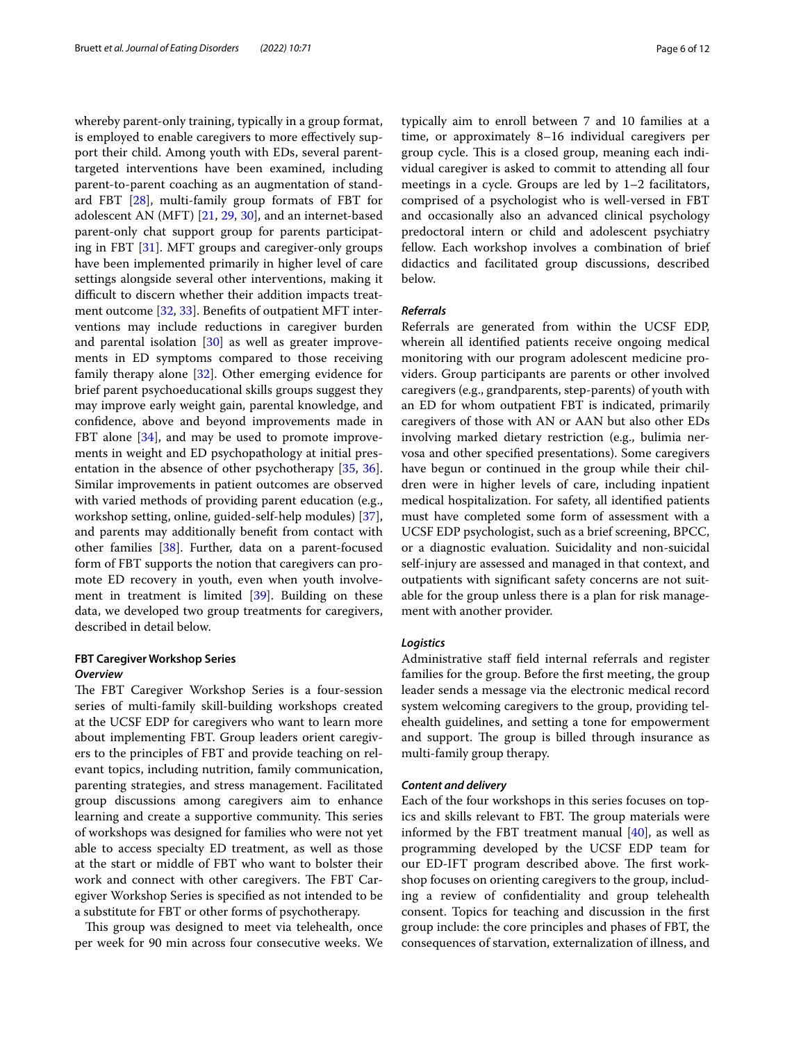whereby parent-only training, typically in a group format, is employed to enable caregivers to more effectively support their child. Among youth with EDs, several parent-targeted interventions have been examined, including parent-to-parent coaching as an augmentation of standard FBT [28], multi-family group formats of FBT for adolescent AN (MFT) [21, 29, 30], and an internet-based parent-only chat support group for parents participating in FBT [31]. MFT groups and caregiver-only groups have been implemented primarily in higher level of care settings alongside several other interventions, making it difficult to discern whether their addition impacts treatment outcome [32, 33]. Benefits of outpatient MFT interventions may include reductions in caregiver burden and parental isolation [30] as well as greater improvements in ED symptoms compared to those receiving family therapy alone [32]. Other emerging evidence for brief parent psychoeducational skills groups suggest they may improve early weight gain, parental knowledge, and confidence, above and beyond improvements made in FBT alone [34], and may be used to promote improvements in weight and ED psychopathology at initial presentation in the absence of other psychotherapy [35, 36]. Similar improvements in patient outcomes are observed with varied methods of providing parent education (e.g., workshop setting, online, guided-self-help modules) [37], and parents may additionally benefit from contact with other families [38]. Further, data on a parent-focused form of FBT supports the notion that caregivers can promote ED recovery in youth, even when youth involvement in treatment is limited [39]. Building on these data, we developed two group treatments for caregivers, described in detail below.

### FBT Caregiver Workshop Series

#### *Overview*

The FBT Caregiver Workshop Series is a four-session series of multi-family skill-building workshops created at the UCSF EDP for caregivers who want to learn more about implementing FBT. Group leaders orient caregivers to the principles of FBT and provide teaching on relevant topics, including nutrition, family communication, parenting strategies, and stress management. Facilitated group discussions among caregivers aim to enhance learning and create a supportive community. This series of workshops was designed for families who were not yet able to access specialty ED treatment, as well as those at the start or middle of FBT who want to bolster their work and connect with other caregivers. The FBT Caregiver Workshop Series is specified as not intended to be a substitute for FBT or other forms of psychotherapy.

This group was designed to meet via telehealth, once per week for 90 min across four consecutive weeks. We typically aim to enroll between 7 and 10 families at a time, or approximately 8–16 individual caregivers per group cycle. This is a closed group, meaning each individual caregiver is asked to commit to attending all four meetings in a cycle. Groups are led by 1–2 facilitators, comprised of a psychologist who is well-versed in FBT and occasionally also an advanced clinical psychology predoctoral intern or child and adolescent psychiatry fellow. Each workshop involves a combination of brief didactics and facilitated group discussions, described below.

#### *Referrals*

Referrals are generated from within the UCSF EDP, wherein all identified patients receive ongoing medical monitoring with our program adolescent medicine providers. Group participants are parents or other involved caregivers (e.g., grandparents, step-parents) of youth with an ED for whom outpatient FBT is indicated, primarily caregivers of those with AN or AAN but also other EDs involving marked dietary restriction (e.g., bulimia nervosa and other specified presentations). Some caregivers have begun or continued in the group while their children were in higher levels of care, including inpatient medical hospitalization. For safety, all identified patients must have completed some form of assessment with a UCSF EDP psychologist, such as a brief screening, BPCC, or a diagnostic evaluation. Suicidality and non-suicidal self-injury are assessed and managed in that context, and outpatients with significant safety concerns are not suitable for the group unless there is a plan for risk management with another provider.

#### *Logistics*

Administrative staff field internal referrals and register families for the group. Before the first meeting, the group leader sends a message via the electronic medical record system welcoming caregivers to the group, providing telehealth guidelines, and setting a tone for empowerment and support. The group is billed through insurance as multi-family group therapy.

#### *Content and delivery*

Each of the four workshops in this series focuses on topics and skills relevant to FBT. The group materials were informed by the FBT treatment manual [40], as well as programming developed by the UCSF EDP team for our ED-IFT program described above. The first workshop focuses on orienting caregivers to the group, including a review of confidentiality and group telehealth consent. Topics for teaching and discussion in the first group include: the core principles and phases of FBT, the consequences of starvation, externalization of illness, and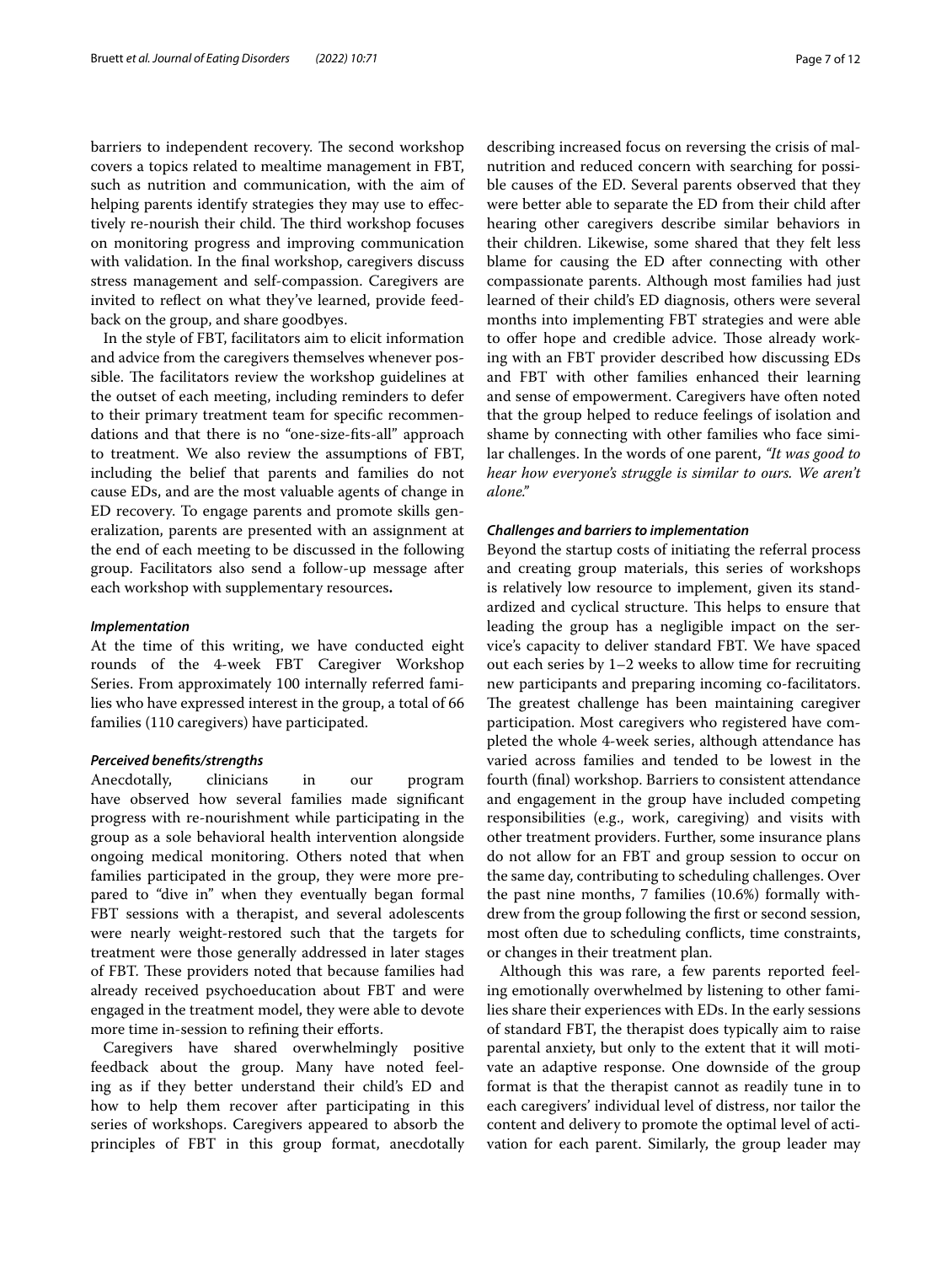barriers to independent recovery. The second workshop covers a topics related to mealtime management in FBT, such as nutrition and communication, with the aim of helping parents identify strategies they may use to effectively re-nourish their child. The third workshop focuses on monitoring progress and improving communication with validation. In the final workshop, caregivers discuss stress management and self-compassion. Caregivers are invited to reflect on what they've learned, provide feedback on the group, and share goodbyes.

In the style of FBT, facilitators aim to elicit information and advice from the caregivers themselves whenever possible. The facilitators review the workshop guidelines at the outset of each meeting, including reminders to defer to their primary treatment team for specific recommendations and that there is no "one-size-fits-all" approach to treatment. We also review the assumptions of FBT, including the belief that parents and families do not cause EDs, and are the most valuable agents of change in ED recovery. To engage parents and promote skills generalization, parents are presented with an assignment at the end of each meeting to be discussed in the following group. Facilitators also send a follow-up message after each workshop with supplementary resources**.**

### *Implementation*

At the time of this writing, we have conducted eight rounds of the 4-week FBT Caregiver Workshop Series. From approximately 100 internally referred families who have expressed interest in the group, a total of 66 families (110 caregivers) have participated.

### *Perceived benefits/strengths*

Anecdotally, clinicians in our program have observed how several families made significant progress with re-nourishment while participating in the group as a sole behavioral health intervention alongside ongoing medical monitoring. Others noted that when families participated in the group, they were more prepared to "dive in" when they eventually began formal FBT sessions with a therapist, and several adolescents were nearly weight-restored such that the targets for treatment were those generally addressed in later stages of FBT. These providers noted that because families had already received psychoeducation about FBT and were engaged in the treatment model, they were able to devote more time in-session to refining their efforts.

Caregivers have shared overwhelmingly positive feedback about the group. Many have noted feeling as if they better understand their child's ED and how to help them recover after participating in this series of workshops. Caregivers appeared to absorb the principles of FBT in this group format, anecdotally describing increased focus on reversing the crisis of malnutrition and reduced concern with searching for possible causes of the ED. Several parents observed that they were better able to separate the ED from their child after hearing other caregivers describe similar behaviors in their children. Likewise, some shared that they felt less blame for causing the ED after connecting with other compassionate parents. Although most families had just learned of their child's ED diagnosis, others were several months into implementing FBT strategies and were able to offer hope and credible advice. Those already working with an FBT provider described how discussing EDs and FBT with other families enhanced their learning and sense of empowerment. Caregivers have often noted that the group helped to reduce feelings of isolation and shame by connecting with other families who face similar challenges. In the words of one parent, *"It was good to hear how everyone's struggle is similar to ours. We aren't alone."*

### *Challenges and barriers to implementation*

Beyond the startup costs of initiating the referral process and creating group materials, this series of workshops is relatively low resource to implement, given its standardized and cyclical structure. This helps to ensure that leading the group has a negligible impact on the service's capacity to deliver standard FBT. We have spaced out each series by 1–2 weeks to allow time for recruiting new participants and preparing incoming co-facilitators. The greatest challenge has been maintaining caregiver participation. Most caregivers who registered have completed the whole 4-week series, although attendance has varied across families and tended to be lowest in the fourth (final) workshop. Barriers to consistent attendance and engagement in the group have included competing responsibilities (e.g., work, caregiving) and visits with other treatment providers. Further, some insurance plans do not allow for an FBT and group session to occur on the same day, contributing to scheduling challenges. Over the past nine months, 7 families (10.6%) formally withdrew from the group following the first or second session, most often due to scheduling conflicts, time constraints, or changes in their treatment plan.

Although this was rare, a few parents reported feeling emotionally overwhelmed by listening to other families share their experiences with EDs. In the early sessions of standard FBT, the therapist does typically aim to raise parental anxiety, but only to the extent that it will motivate an adaptive response. One downside of the group format is that the therapist cannot as readily tune in to each caregivers' individual level of distress, nor tailor the content and delivery to promote the optimal level of activation for each parent. Similarly, the group leader may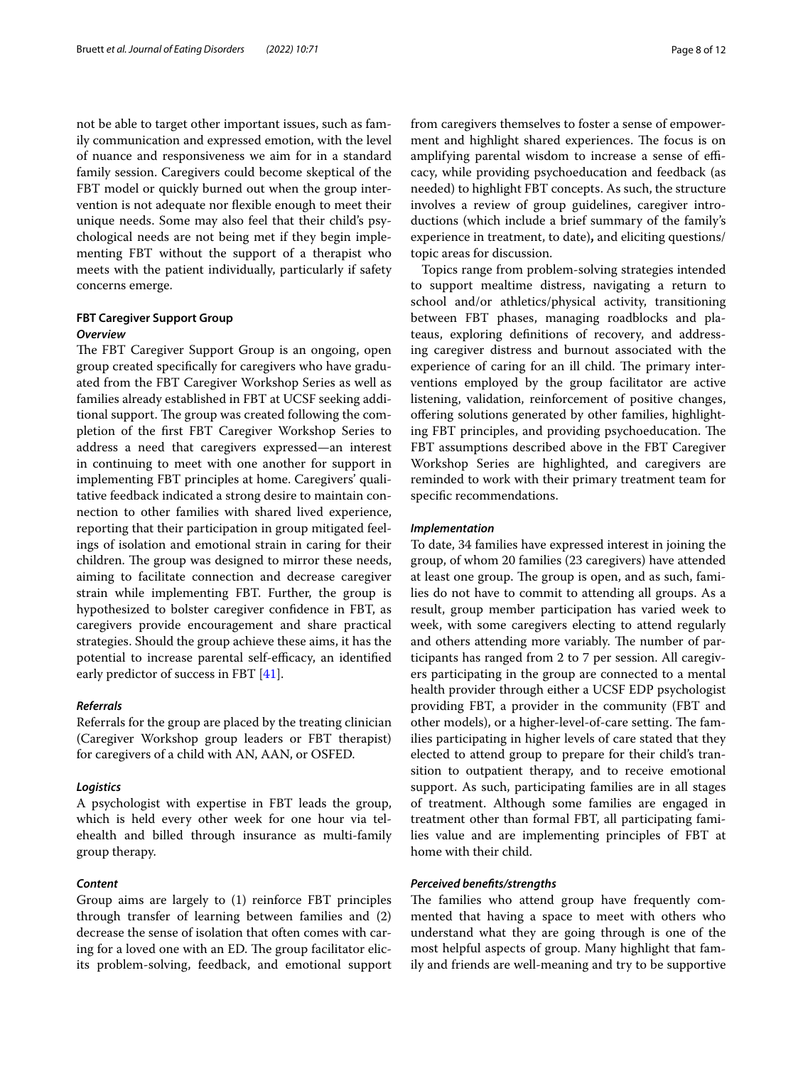not be able to target other important issues, such as family communication and expressed emotion, with the level of nuance and responsiveness we aim for in a standard family session. Caregivers could become skeptical of the FBT model or quickly burned out when the group intervention is not adequate nor flexible enough to meet their unique needs. Some may also feel that their child's psychological needs are not being met if they begin implementing FBT without the support of a therapist who meets with the patient individually, particularly if safety concerns emerge.

### FBT Caregiver Support Group

#### *Overview*

The FBT Caregiver Support Group is an ongoing, open group created specifically for caregivers who have graduated from the FBT Caregiver Workshop Series as well as families already established in FBT at UCSF seeking additional support. The group was created following the completion of the first FBT Caregiver Workshop Series to address a need that caregivers expressed—an interest in continuing to meet with one another for support in implementing FBT principles at home. Caregivers' qualitative feedback indicated a strong desire to maintain connection to other families with shared lived experience, reporting that their participation in group mitigated feelings of isolation and emotional strain in caring for their children. The group was designed to mirror these needs, aiming to facilitate connection and decrease caregiver strain while implementing FBT. Further, the group is hypothesized to bolster caregiver confidence in FBT, as caregivers provide encouragement and share practical strategies. Should the group achieve these aims, it has the potential to increase parental self-efficacy, an identified early predictor of success in FBT [41].

#### *Referrals*

Referrals for the group are placed by the treating clinician (Caregiver Workshop group leaders or FBT therapist) for caregivers of a child with AN, AAN, or OSFED.

#### *Logistics*

A psychologist with expertise in FBT leads the group, which is held every other week for one hour via telehealth and billed through insurance as multi-family group therapy.

#### *Content*

Group aims are largely to (1) reinforce FBT principles through transfer of learning between families and (2) decrease the sense of isolation that often comes with caring for a loved one with an ED. The group facilitator elicits problem-solving, feedback, and emotional support from caregivers themselves to foster a sense of empowerment and highlight shared experiences. The focus is on amplifying parental wisdom to increase a sense of efficacy, while providing psychoeducation and feedback (as needed) to highlight FBT concepts. As such, the structure involves a review of group guidelines, caregiver introductions (which include a brief summary of the family's experience in treatment, to date), and eliciting questions/topic areas for discussion.

Topics range from problem-solving strategies intended to support mealtime distress, navigating a return to school and/or athletics/physical activity, transitioning between FBT phases, managing roadblocks and plateaus, exploring definitions of recovery, and addressing caregiver distress and burnout associated with the experience of caring for an ill child. The primary interventions employed by the group facilitator are active listening, validation, reinforcement of positive changes, offering solutions generated by other families, highlighting FBT principles, and providing psychoeducation. The FBT assumptions described above in the FBT Caregiver Workshop Series are highlighted, and caregivers are reminded to work with their primary treatment team for specific recommendations.

#### *Implementation*

To date, 34 families have expressed interest in joining the group, of whom 20 families (23 caregivers) have attended at least one group. The group is open, and as such, families do not have to commit to attending all groups. As a result, group member participation has varied week to week, with some caregivers electing to attend regularly and others attending more variably. The number of participants has ranged from 2 to 7 per session. All caregivers participating in the group are connected to a mental health provider through either a UCSF EDP psychologist providing FBT, a provider in the community (FBT and other models), or a higher-level-of-care setting. The families participating in higher levels of care stated that they elected to attend group to prepare for their child's transition to outpatient therapy, and to receive emotional support. As such, participating families are in all stages of treatment. Although some families are engaged in treatment other than formal FBT, all participating families value and are implementing principles of FBT at home with their child.

#### *Perceived benefits/strengths*

The families who attend group have frequently commented that having a space to meet with others who understand what they are going through is one of the most helpful aspects of group. Many highlight that family and friends are well-meaning and try to be supportive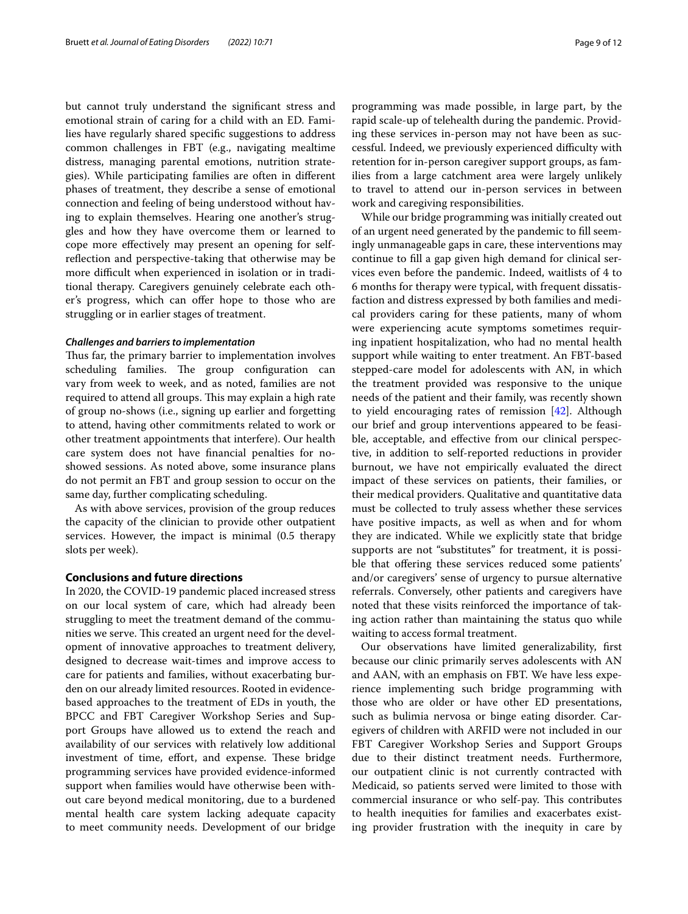but cannot truly understand the significant stress and emotional strain of caring for a child with an ED. Families have regularly shared specific suggestions to address common challenges in FBT (e.g., navigating mealtime distress, managing parental emotions, nutrition strategies). While participating families are often in different phases of treatment, they describe a sense of emotional connection and feeling of being understood without having to explain themselves. Hearing one another's struggles and how they have overcome them or learned to cope more effectively may present an opening for self-reflection and perspective-taking that otherwise may be more difficult when experienced in isolation or in traditional therapy. Caregivers genuinely celebrate each other's progress, which can offer hope to those who are struggling or in earlier stages of treatment.

#### *Challenges and barriers to implementation*

Thus far, the primary barrier to implementation involves scheduling families. The group configuration can vary from week to week, and as noted, families are not required to attend all groups. This may explain a high rate of group no-shows (i.e., signing up earlier and forgetting to attend, having other commitments related to work or other treatment appointments that interfere). Our health care system does not have financial penalties for no-showed sessions. As noted above, some insurance plans do not permit an FBT and group session to occur on the same day, further complicating scheduling.

As with above services, provision of the group reduces the capacity of the clinician to provide other outpatient services. However, the impact is minimal (0.5 therapy slots per week).

## Conclusions and future directions

In 2020, the COVID-19 pandemic placed increased stress on our local system of care, which had already been struggling to meet the treatment demand of the communities we serve. This created an urgent need for the development of innovative approaches to treatment delivery, designed to decrease wait-times and improve access to care for patients and families, without exacerbating burden on our already limited resources. Rooted in evidence-based approaches to the treatment of EDs in youth, the BPCC and FBT Caregiver Workshop Series and Support Groups have allowed us to extend the reach and availability of our services with relatively low additional investment of time, effort, and expense. These bridge programming services have provided evidence-informed support when families would have otherwise been without care beyond medical monitoring, due to a burdened mental health care system lacking adequate capacity to meet community needs. Development of our bridge programming was made possible, in large part, by the rapid scale-up of telehealth during the pandemic. Providing these services in-person may not have been as successful. Indeed, we previously experienced difficulty with retention for in-person caregiver support groups, as families from a large catchment area were largely unlikely to travel to attend our in-person services in between work and caregiving responsibilities.

While our bridge programming was initially created out of an urgent need generated by the pandemic to fill seemingly unmanageable gaps in care, these interventions may continue to fill a gap given high demand for clinical services even before the pandemic. Indeed, waitlists of 4 to 6 months for therapy were typical, with frequent dissatisfaction and distress expressed by both families and medical providers caring for these patients, many of whom were experiencing acute symptoms sometimes requiring inpatient hospitalization, who had no mental health support while waiting to enter treatment. An FBT-based stepped-care model for adolescents with AN, in which the treatment provided was responsive to the unique needs of the patient and their family, was recently shown to yield encouraging rates of remission [42]. Although our brief and group interventions appeared to be feasible, acceptable, and effective from our clinical perspective, in addition to self-reported reductions in provider burnout, we have not empirically evaluated the direct impact of these services on patients, their families, or their medical providers. Qualitative and quantitative data must be collected to truly assess whether these services have positive impacts, as well as when and for whom they are indicated. While we explicitly state that bridge supports are not "substitutes" for treatment, it is possible that offering these services reduced some patients' and/or caregivers' sense of urgency to pursue alternative referrals. Conversely, other patients and caregivers have noted that these visits reinforced the importance of taking action rather than maintaining the status quo while waiting to access formal treatment.

Our observations have limited generalizability, first because our clinic primarily serves adolescents with AN and AAN, with an emphasis on FBT. We have less experience implementing such bridge programming with those who are older or have other ED presentations, such as bulimia nervosa or binge eating disorder. Caregivers of children with ARFID were not included in our FBT Caregiver Workshop Series and Support Groups due to their distinct treatment needs. Furthermore, our outpatient clinic is not currently contracted with Medicaid, so patients served were limited to those with commercial insurance or who self-pay. This contributes to health inequities for families and exacerbates existing provider frustration with the inequity in care by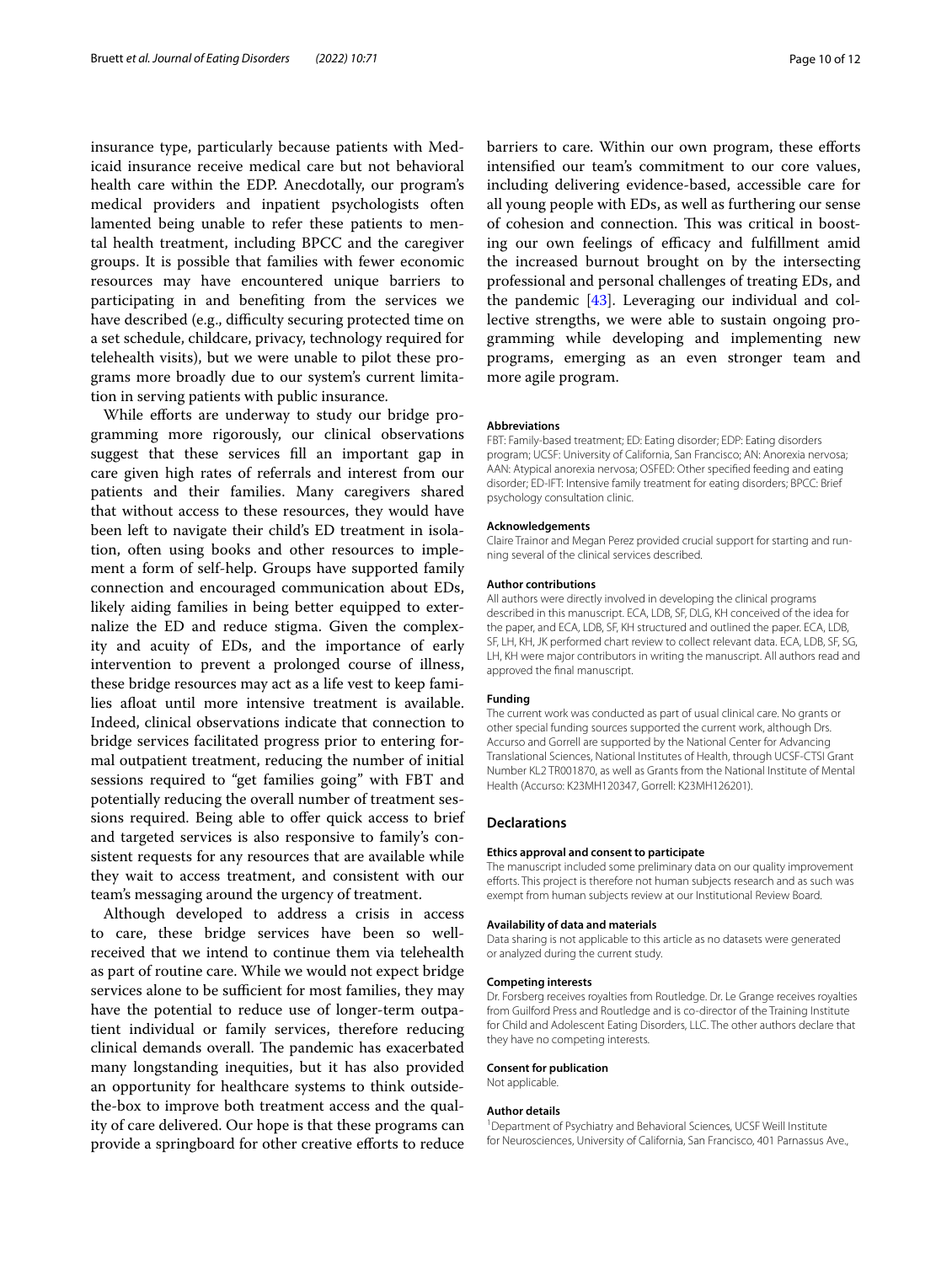insurance type, particularly because patients with Medicaid insurance receive medical care but not behavioral health care within the EDP. Anecdotally, our program's medical providers and inpatient psychologists often lamented being unable to refer these patients to mental health treatment, including BPCC and the caregiver groups. It is possible that families with fewer economic resources may have encountered unique barriers to participating in and benefiting from the services we have described (e.g., difficulty securing protected time on a set schedule, childcare, privacy, technology required for telehealth visits), but we were unable to pilot these programs more broadly due to our system's current limitation in serving patients with public insurance.

While efforts are underway to study our bridge programming more rigorously, our clinical observations suggest that these services fill an important gap in care given high rates of referrals and interest from our patients and their families. Many caregivers shared that without access to these resources, they would have been left to navigate their child's ED treatment in isolation, often using books and other resources to implement a form of self-help. Groups have supported family connection and encouraged communication about EDs, likely aiding families in being better equipped to externalize the ED and reduce stigma. Given the complexity and acuity of EDs, and the importance of early intervention to prevent a prolonged course of illness, these bridge resources may act as a life vest to keep families afloat until more intensive treatment is available. Indeed, clinical observations indicate that connection to bridge services facilitated progress prior to entering formal outpatient treatment, reducing the number of initial sessions required to "get families going" with FBT and potentially reducing the overall number of treatment sessions required. Being able to offer quick access to brief and targeted services is also responsive to family's consistent requests for any resources that are available while they wait to access treatment, and consistent with our team's messaging around the urgency of treatment.

Although developed to address a crisis in access to care, these bridge services have been so well-received that we intend to continue them via telehealth as part of routine care. While we would not expect bridge services alone to be sufficient for most families, they may have the potential to reduce use of longer-term outpatient individual or family services, therefore reducing clinical demands overall. The pandemic has exacerbated many longstanding inequities, but it has also provided an opportunity for healthcare systems to think outside-the-box to improve both treatment access and the quality of care delivered. Our hope is that these programs can provide a springboard for other creative efforts to reduce barriers to care. Within our own program, these efforts intensified our team's commitment to our core values, including delivering evidence-based, accessible care for all young people with EDs, as well as furthering our sense of cohesion and connection. This was critical in boosting our own feelings of efficacy and fulfillment amid the increased burnout brought on by the intersecting professional and personal challenges of treating EDs, and the pandemic [43]. Leveraging our individual and collective strengths, we were able to sustain ongoing programming while developing and implementing new programs, emerging as an even stronger team and more agile program.

#### Abbreviations

FBT: Family-based treatment; ED: Eating disorder; EDP: Eating disorders program; UCSF: University of California, San Francisco; AN: Anorexia nervosa; AAN: Atypical anorexia nervosa; OSFED: Other specified feeding and eating disorder; ED-IFT: Intensive family treatment for eating disorders; BPCC: Brief psychology consultation clinic.

#### Acknowledgements

Claire Trainor and Megan Perez provided crucial support for starting and running several of the clinical services described.

#### Author contributions

All authors were directly involved in developing the clinical programs described in this manuscript. ECA, LDB, SF, DLG, KH conceived of the idea for the paper, and ECA, LDB, SF, KH structured and outlined the paper. ECA, LDB, SF, LH, KH, JK performed chart review to collect relevant data. ECA, LDB, SF, SG, LH, KH were major contributors in writing the manuscript. All authors read and approved the final manuscript.

#### Funding

The current work was conducted as part of usual clinical care. No grants or other special funding sources supported the current work, although Drs. Accurso and Gorrell are supported by the National Center for Advancing Translational Sciences, National Institutes of Health, through UCSF-CTSI Grant Number KL2 TR001870, as well as Grants from the National Institute of Mental Health (Accurso: K23MH120347, Gorrell: K23MH126201).

## Declarations

#### Ethics approval and consent to participate

The manuscript included some preliminary data on our quality improvement efforts. This project is therefore not human subjects research and as such was exempt from human subjects review at our Institutional Review Board.

#### Availability of data and materials

Data sharing is not applicable to this article as no datasets were generated or analyzed during the current study.

#### Competing interests

Dr. Forsberg receives royalties from Routledge. Dr. Le Grange receives royalties from Guilford Press and Routledge and is co-director of the Training Institute for Child and Adolescent Eating Disorders, LLC. The other authors declare that they have no competing interests.

#### Consent for publication

Not applicable.

#### Author details

[1]Department of Psychiatry and Behavioral Sciences, UCSF Weill Institute for Neurosciences, University of California, San Francisco, 401 Parnassus Ave.,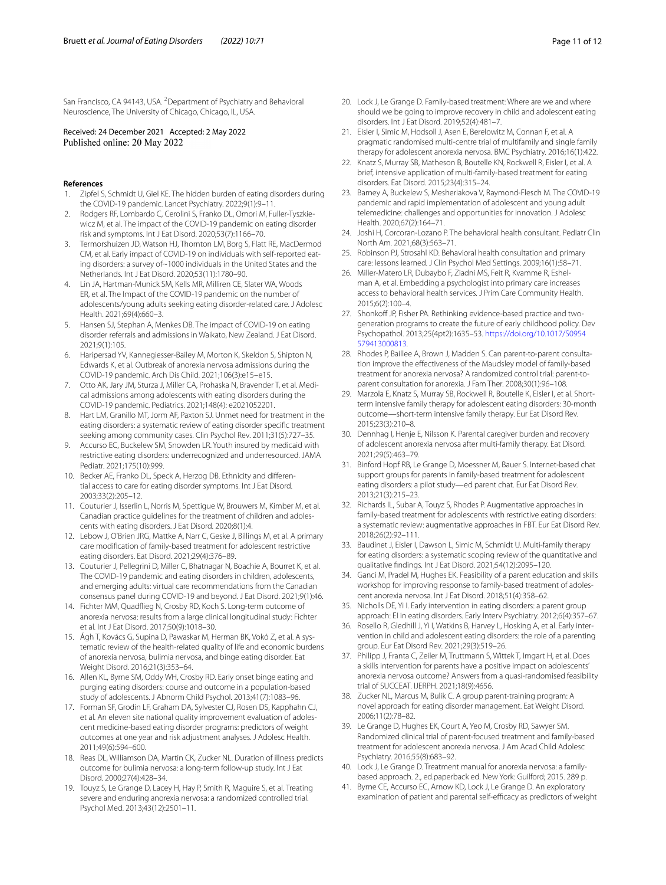San Francisco, CA 94143, USA. [2]Department of Psychiatry and Behavioral Neuroscience, The University of Chicago, Chicago, IL, USA.

Received: 24 December 2021 Accepted: 2 May 2022
Published online: 20 May 2022

## References

1. Zipfel S, Schmidt U, Giel KE. The hidden burden of eating disorders during the COVID-19 pandemic. Lancet Psychiatry. 2022;9(1):9–11.
2. Rodgers RF, Lombardo C, Cerolini S, Franko DL, Omori M, Fuller-Tyszkiewicz M, et al. The impact of the COVID-19 pandemic on eating disorder risk and symptoms. Int J Eat Disord. 2020;53(7):1166–70.
3. Termorshuizen JD, Watson HJ, Thornton LM, Borg S, Flatt RE, MacDermod CM, et al. Early impact of COVID-19 on individuals with self-reported eating disorders: a survey of~1000 individuals in the United States and the Netherlands. Int J Eat Disord. 2020;53(11):1780–90.
4. Lin JA, Hartman-Munick SM, Kells MR, Milliren CE, Slater WA, Woods ER, et al. The Impact of the COVID-19 pandemic on the number of adolescents/young adults seeking eating disorder-related care. J Adolesc Health. 2021;69(4):660–3.
5. Hansen SJ, Stephan A, Menkes DB. The impact of COVID-19 on eating disorder referrals and admissions in Waikato, New Zealand. J Eat Disord. 2021;9(1):105.
6. Haripersad YV, Kannegiesser-Bailey M, Morton K, Skeldon S, Shipton N, Edwards K, et al. Outbreak of anorexia nervosa admissions during the COVID-19 pandemic. Arch Dis Child. 2021;106(3):e15–e15.
7. Otto AK, Jary JM, Sturza J, Miller CA, Prohaska N, Bravender T, et al. Medical admissions among adolescents with eating disorders during the COVID-19 pandemic. Pediatrics. 2021;148(4): e2021052201.
8. Hart LM, Granillo MT, Jorm AF, Paxton SJ. Unmet need for treatment in the eating disorders: a systematic review of eating disorder specific treatment seeking among community cases. Clin Psychol Rev. 2011;31(5):727–35.
9. Accurso EC, Buckelew SM, Snowden LR. Youth insured by medicaid with restrictive eating disorders: underrecognized and underresourced. JAMA Pediatr. 2021;175(10):999.
10. Becker AE, Franko DL, Speck A, Herzog DB. Ethnicity and differential access to care for eating disorder symptoms. Int J Eat Disord. 2003;33(2):205–12.
11. Couturier J, Isserlin L, Norris M, Spettigue W, Brouwers M, Kimber M, et al. Canadian practice guidelines for the treatment of children and adolescents with eating disorders. J Eat Disord. 2020;8(1):4.
12. Lebow J, O'Brien JRG, Mattke A, Narr C, Geske J, Billings M, et al. A primary care modification of family-based treatment for adolescent restrictive eating disorders. Eat Disord. 2021;29(4):376–89.
13. Couturier J, Pellegrini D, Miller C, Bhatnagar N, Boachie A, Bourret K, et al. The COVID-19 pandemic and eating disorders in children, adolescents, and emerging adults: virtual care recommendations from the Canadian consensus panel during COVID-19 and beyond. J Eat Disord. 2021;9(1):46.
14. Fichter MM, Quadflieg N, Crosby RD, Koch S. Long-term outcome of anorexia nervosa: results from a large clinical longitudinal study: Fichter et al. Int J Eat Disord. 2017;50(9):1018–30.
15. Ágh T, Kovács G, Supina D, Pawaskar M, Herman BK, Vokó Z, et al. A systematic review of the health-related quality of life and economic burdens of anorexia nervosa, bulimia nervosa, and binge eating disorder. Eat Weight Disord. 2016;21(3):353–64.
16. Allen KL, Byrne SM, Oddy WH, Crosby RD. Early onset binge eating and purging eating disorders: course and outcome in a population-based study of adolescents. J Abnorm Child Psychol. 2013;41(7):1083–96.
17. Forman SF, Grodin LF, Graham DA, Sylvester CJ, Rosen DS, Kapphahn CJ, et al. An eleven site national quality improvement evaluation of adolescent medicine-based eating disorder programs: predictors of weight outcomes at one year and risk adjustment analyses. J Adolesc Health. 2011;49(6):594–600.
18. Reas DL, Williamson DA, Martin CK, Zucker NL. Duration of illness predicts outcome for bulimia nervosa: a long-term follow-up study. Int J Eat Disord. 2000;27(4):428–34.
19. Touyz S, Le Grange D, Lacey H, Hay P, Smith R, Maguire S, et al. Treating severe and enduring anorexia nervosa: a randomized controlled trial. Psychol Med. 2013;43(12):2501–11.
20. Lock J, Le Grange D. Family-based treatment: Where are we and where should we be going to improve recovery in child and adolescent eating disorders. Int J Eat Disord. 2019;52(4):481–7.
21. Eisler I, Simic M, Hodsoll J, Asen E, Berelowitz M, Connan F, et al. A pragmatic randomised multi-centre trial of multifamily and single family therapy for adolescent anorexia nervosa. BMC Psychiatry. 2016;16(1):422.
22. Knatz S, Murray SB, Matheson B, Boutelle KN, Rockwell R, Eisler I, et al. A brief, intensive application of multi-family-based treatment for eating disorders. Eat Disord. 2015;23(4):315–24.
23. Barney A, Buckelew S, Mesheriakova V, Raymond-Flesch M. The COVID-19 pandemic and rapid implementation of adolescent and young adult telemedicine: challenges and opportunities for innovation. J Adolesc Health. 2020;67(2):164–71.
24. Joshi H, Corcoran-Lozano P. The behavioral health consultant. Pediatr Clin North Am. 2021;68(3):563–71.
25. Robinson PJ, Strosahl KD. Behavioral health consultation and primary care: lessons learned. J Clin Psychol Med Settings. 2009;16(1):58–71.
26. Miller-Matero LR, Dubaybo F, Ziadni MS, Feit R, Kvamme R, Eshelman A, et al. Embedding a psychologist into primary care increases access to behavioral health services. J Prim Care Community Health. 2015;6(2):100–4.
27. Shonkoff JP, Fisher PA. Rethinking evidence-based practice and two-generation programs to create the future of early childhood policy. Dev Psychopathol. 2013;25(4pt2):1635–53. https://doi.org/10.1017/S0954579413000813.
28. Rhodes P, Baillee A, Brown J, Madden S. Can parent-to-parent consultation improve the effectiveness of the Maudsley model of family-based treatment for anorexia nervosa? A randomized control trial: parent-to-parent consultation for anorexia. J Fam Ther. 2008;30(1):96–108.
29. Marzola E, Knatz S, Murray SB, Rockwell R, Boutelle K, Eisler I, et al. Short-term intensive family therapy for adolescent eating disorders: 30-month outcome—short-term intensive family therapy. Eur Eat Disord Rev. 2015;23(3):210–8.
30. Dennhag I, Henje E, Nilsson K. Parental caregiver burden and recovery of adolescent anorexia nervosa after multi-family therapy. Eat Disord. 2021;29(5):463–79.
31. Binford Hopf RB, Le Grange D, Moessner M, Bauer S. Internet-based chat support groups for parents in family-based treatment for adolescent eating disorders: a pilot study—ed parent chat. Eur Eat Disord Rev. 2013;21(3):215–23.
32. Richards IL, Subar A, Touyz S, Rhodes P. Augmentative approaches in family-based treatment for adolescents with restrictive eating disorders: a systematic review: augmentative approaches in FBT. Eur Eat Disord Rev. 2018;26(2):92–111.
33. Baudinet J, Eisler I, Dawson L, Simic M, Schmidt U. Multi-family therapy for eating disorders: a systematic scoping review of the quantitative and qualitative findings. Int J Eat Disord. 2021;54(12):2095–120.
34. Ganci M, Pradel M, Hughes EK. Feasibility of a parent education and skills workshop for improving response to family-based treatment of adolescent anorexia nervosa. Int J Eat Disord. 2018;51(4):358–62.
35. Nicholls DE, Yi I. Early intervention in eating disorders: a parent group approach: EI in eating disorders. Early Interv Psychiatry. 2012;6(4):357–67.
36. Rosello R, Gledhill J, Yi I, Watkins B, Harvey L, Hosking A, et al. Early intervention in child and adolescent eating disorders: the role of a parenting group. Eur Eat Disord Rev. 2021;29(3):519–26.
37. Philipp J, Franta C, Zeiler M, Truttmann S, Wittek T, Imgart H, et al. Does a skills intervention for parents have a positive impact on adolescents' anorexia nervosa outcome? Answers from a quasi-randomised feasibility trial of SUCCEAT. IJERPH. 2021;18(9):4656.
38. Zucker NL, Marcus M, Bulik C. A group parent-training program: A novel approach for eating disorder management. Eat Weight Disord. 2006;11(2):78–82.
39. Le Grange D, Hughes EK, Court A, Yeo M, Crosby RD, Sawyer SM. Randomized clinical trial of parent-focused treatment and family-based treatment for adolescent anorexia nervosa. J Am Acad Child Adolesc Psychiatry. 2016;55(8):683–92.
40. Lock J, Le Grange D. Treatment manual for anorexia nervosa: a family-based approach. 2., ed.paperback ed. New York: Guilford; 2015. 289 p.
41. Byrne CE, Accurso EC, Arnow KD, Lock J, Le Grange D. An exploratory examination of patient and parental self-efficacy as predictors of weight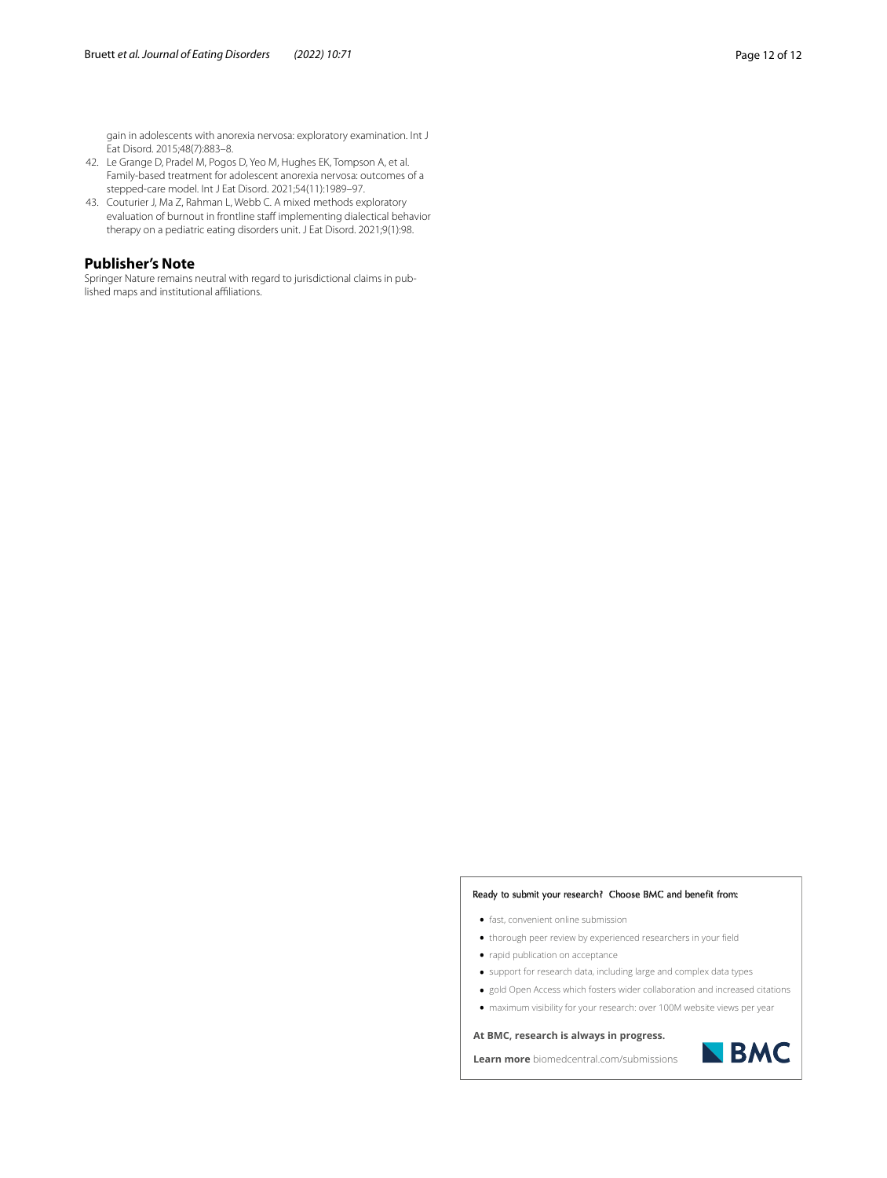gain in adolescents with anorexia nervosa: exploratory examination. Int J Eat Disord. 2015;48(7):883–8.

42. Le Grange D, Pradel M, Pogos D, Yeo M, Hughes EK, Tompson A, et al. Family-based treatment for adolescent anorexia nervosa: outcomes of a stepped-care model. Int J Eat Disord. 2021;54(11):1989–97.
43. Couturier J, Ma Z, Rahman L, Webb C. A mixed methods exploratory evaluation of burnout in frontline staff implementing dialectical behavior therapy on a pediatric eating disorders unit. J Eat Disord. 2021;9(1):98.

## Publisher's Note

Springer Nature remains neutral with regard to jurisdictional claims in published maps and institutional affiliations.

Ready to submit your research? Choose BMC and benefit from:

- fast, convenient online submission
- thorough peer review by experienced researchers in your field
- rapid publication on acceptance
- support for research data, including large and complex data types
- gold Open Access which fosters wider collaboration and increased citations
- maximum visibility for your research: over 100M website views per year

**At BMC, research is always in progress.**

**Learn more** biomedcentral.com/submissions

BMC